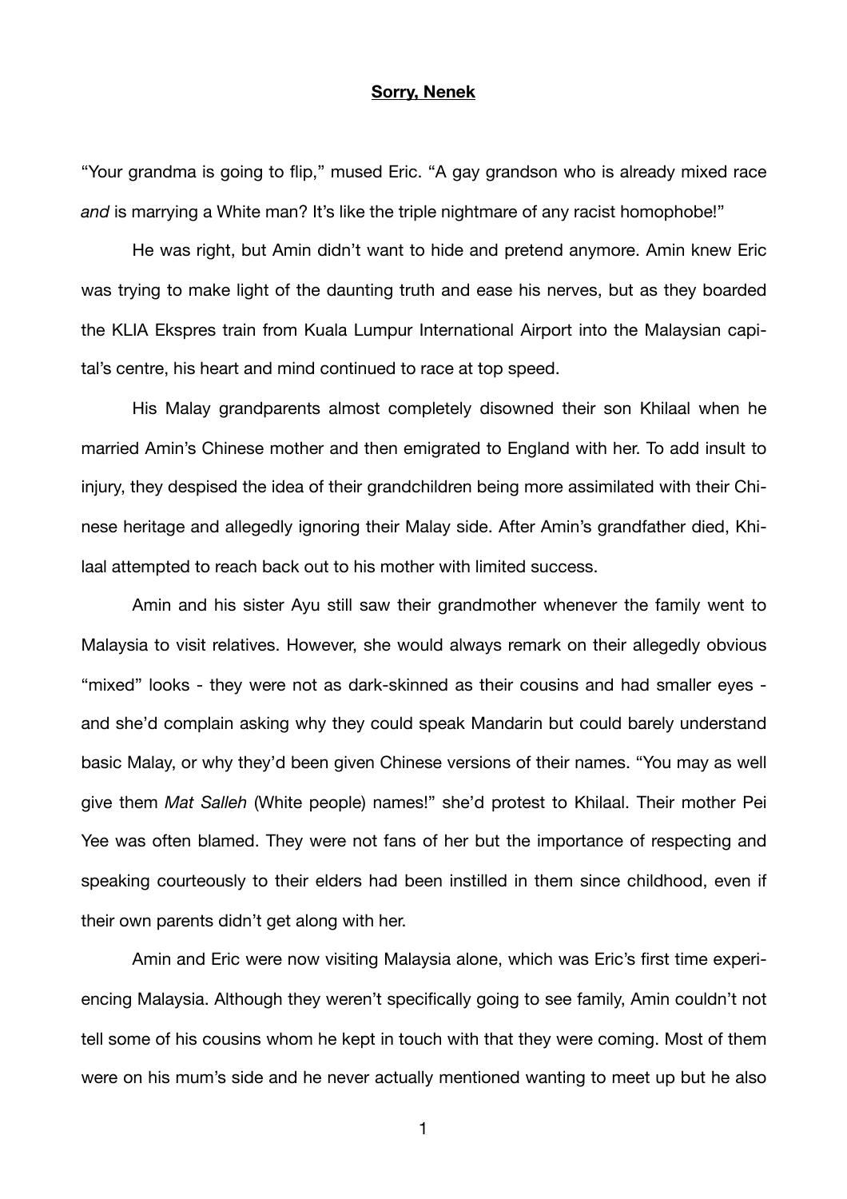**Sorry, Nenek**

"Your grandma is going to flip," mused Eric. "A gay grandson who is already mixed race *and* is marrying a White man? It's like the triple nightmare of any racist homophobe!"

He was right, but Amin didn't want to hide and pretend anymore. Amin knew Eric was trying to make light of the daunting truth and ease his nerves, but as they boarded the KLIA Ekspres train from Kuala Lumpur International Airport into the Malaysian capital's centre, his heart and mind continued to race at top speed.

His Malay grandparents almost completely disowned their son Khilaal when he married Amin's Chinese mother and then emigrated to England with her. To add insult to injury, they despised the idea of their grandchildren being more assimilated with their Chinese heritage and allegedly ignoring their Malay side. After Amin's grandfather died, Khilaal attempted to reach back out to his mother with limited success.

Amin and his sister Ayu still saw their grandmother whenever the family went to Malaysia to visit relatives. However, she would always remark on their allegedly obvious "mixed" looks - they were not as dark-skinned as their cousins and had smaller eyes - and she'd complain asking why they could speak Mandarin but could barely understand basic Malay, or why they'd been given Chinese versions of their names. "You may as well give them *Mat Salleh* (White people) names!" she'd protest to Khilaal. Their mother Pei Yee was often blamed. They were not fans of her but the importance of respecting and speaking courteously to their elders had been instilled in them since childhood, even if their own parents didn't get along with her.

Amin and Eric were now visiting Malaysia alone, which was Eric's first time experiencing Malaysia. Although they weren't specifically going to see family, Amin couldn't not tell some of his cousins whom he kept in touch with that they were coming. Most of them were on his mum's side and he never actually mentioned wanting to meet up but he also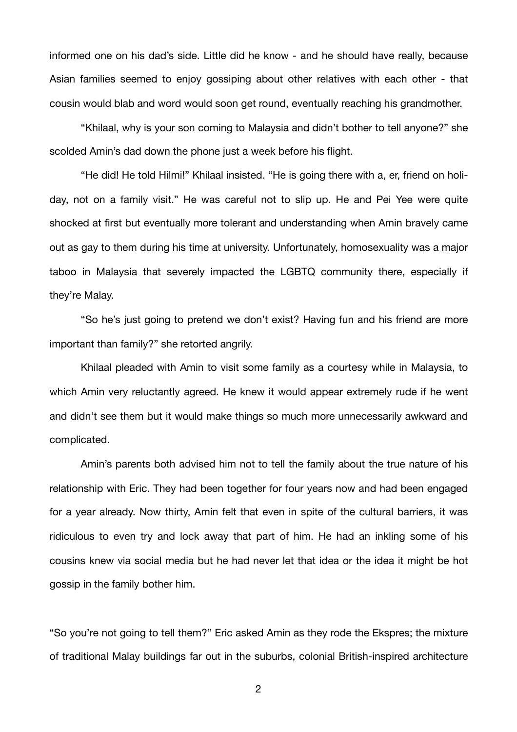informed one on his dad's side. Little did he know - and he should have really, because Asian families seemed to enjoy gossiping about other relatives with each other - that cousin would blab and word would soon get round, eventually reaching his grandmother.

"Khilaal, why is your son coming to Malaysia and didn't bother to tell anyone?" she scolded Amin's dad down the phone just a week before his flight.

"He did! He told Hilmi!" Khilaal insisted. "He is going there with a, er, friend on holiday, not on a family visit." He was careful not to slip up. He and Pei Yee were quite shocked at first but eventually more tolerant and understanding when Amin bravely came out as gay to them during his time at university. Unfortunately, homosexuality was a major taboo in Malaysia that severely impacted the LGBTQ community there, especially if they're Malay.

"So he's just going to pretend we don't exist? Having fun and his friend are more important than family?" she retorted angrily.

Khilaal pleaded with Amin to visit some family as a courtesy while in Malaysia, to which Amin very reluctantly agreed. He knew it would appear extremely rude if he went and didn't see them but it would make things so much more unnecessarily awkward and complicated.

Amin's parents both advised him not to tell the family about the true nature of his relationship with Eric. They had been together for four years now and had been engaged for a year already. Now thirty, Amin felt that even in spite of the cultural barriers, it was ridiculous to even try and lock away that part of him. He had an inkling some of his cousins knew via social media but he had never let that idea or the idea it might be hot gossip in the family bother him.

"So you're not going to tell them?" Eric asked Amin as they rode the Ekspres; the mixture of traditional Malay buildings far out in the suburbs, colonial British-inspired architecture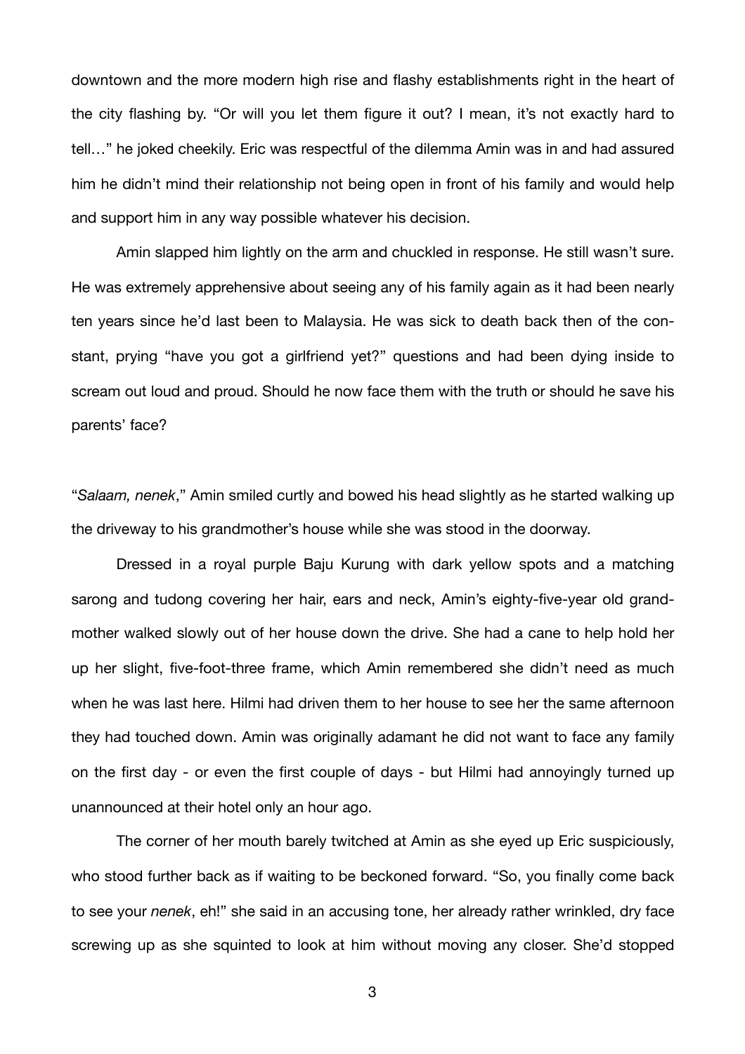downtown and the more modern high rise and flashy establishments right in the heart of the city flashing by. "Or will you let them figure it out? I mean, it's not exactly hard to tell…" he joked cheekily. Eric was respectful of the dilemma Amin was in and had assured him he didn't mind their relationship not being open in front of his family and would help and support him in any way possible whatever his decision.

Amin slapped him lightly on the arm and chuckled in response. He still wasn't sure. He was extremely apprehensive about seeing any of his family again as it had been nearly ten years since he'd last been to Malaysia. He was sick to death back then of the constant, prying "have you got a girlfriend yet?" questions and had been dying inside to scream out loud and proud. Should he now face them with the truth or should he save his parents' face?

"*Salaam, nenek*," Amin smiled curtly and bowed his head slightly as he started walking up the driveway to his grandmother's house while she was stood in the doorway.

Dressed in a royal purple Baju Kurung with dark yellow spots and a matching sarong and tudong covering her hair, ears and neck, Amin's eighty-five-year old grandmother walked slowly out of her house down the drive. She had a cane to help hold her up her slight, five-foot-three frame, which Amin remembered she didn't need as much when he was last here. Hilmi had driven them to her house to see her the same afternoon they had touched down. Amin was originally adamant he did not want to face any family on the first day - or even the first couple of days - but Hilmi had annoyingly turned up unannounced at their hotel only an hour ago.

The corner of her mouth barely twitched at Amin as she eyed up Eric suspiciously, who stood further back as if waiting to be beckoned forward. "So, you finally come back to see your *nenek*, eh!" she said in an accusing tone, her already rather wrinkled, dry face screwing up as she squinted to look at him without moving any closer. She'd stopped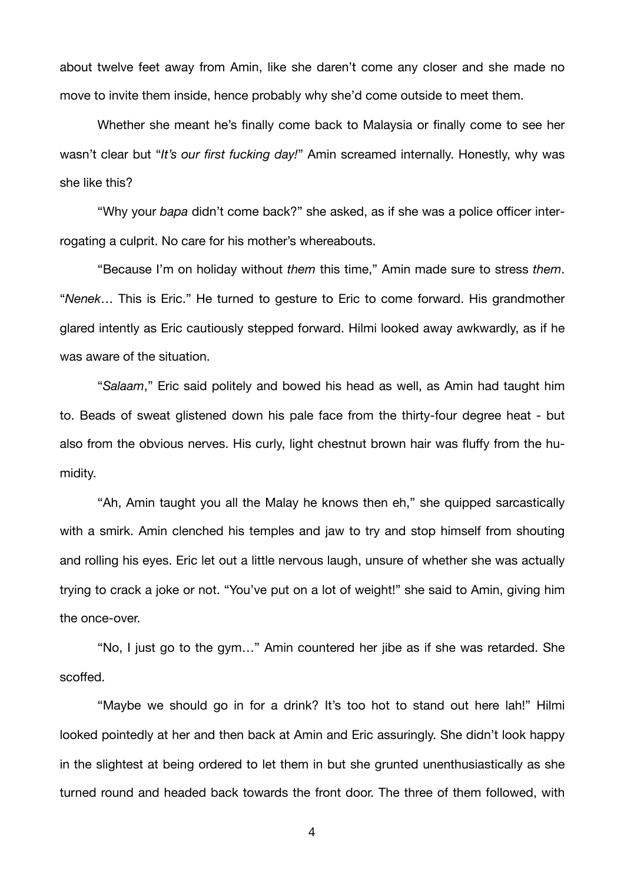about twelve feet away from Amin, like she daren't come any closer and she made no move to invite them inside, hence probably why she'd come outside to meet them.

Whether she meant he's finally come back to Malaysia or finally come to see her wasn't clear but "*It's our first fucking day!*" Amin screamed internally. Honestly, why was she like this?

"Why your *bapa* didn't come back?" she asked, as if she was a police officer interrogating a culprit. No care for his mother's whereabouts.

"Because I'm on holiday without *them* this time," Amin made sure to stress *them*. "*Nenek*… This is Eric." He turned to gesture to Eric to come forward. His grandmother glared intently as Eric cautiously stepped forward. Hilmi looked away awkwardly, as if he was aware of the situation.

"*Salaam*," Eric said politely and bowed his head as well, as Amin had taught him to. Beads of sweat glistened down his pale face from the thirty-four degree heat - but also from the obvious nerves. His curly, light chestnut brown hair was fluffy from the humidity.

"Ah, Amin taught you all the Malay he knows then eh," she quipped sarcastically with a smirk. Amin clenched his temples and jaw to try and stop himself from shouting and rolling his eyes. Eric let out a little nervous laugh, unsure of whether she was actually trying to crack a joke or not. "You've put on a lot of weight!" she said to Amin, giving him the once-over.

"No, I just go to the gym…" Amin countered her jibe as if she was retarded. She scoffed.

"Maybe we should go in for a drink? It's too hot to stand out here lah!" Hilmi looked pointedly at her and then back at Amin and Eric assuringly. She didn't look happy in the slightest at being ordered to let them in but she grunted unenthusiastically as she turned round and headed back towards the front door. The three of them followed, with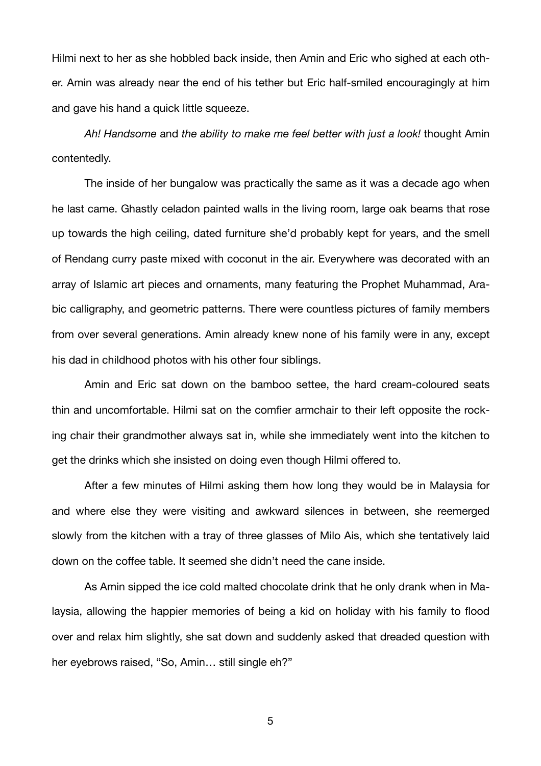Hilmi next to her as she hobbled back inside, then Amin and Eric who sighed at each other. Amin was already near the end of his tether but Eric half-smiled encouragingly at him and gave his hand a quick little squeeze.

*Ah! Handsome* and *the ability to make me feel better with just a look!* thought Amin contentedly.

The inside of her bungalow was practically the same as it was a decade ago when he last came. Ghastly celadon painted walls in the living room, large oak beams that rose up towards the high ceiling, dated furniture she'd probably kept for years, and the smell of Rendang curry paste mixed with coconut in the air. Everywhere was decorated with an array of Islamic art pieces and ornaments, many featuring the Prophet Muhammad, Arabic calligraphy, and geometric patterns. There were countless pictures of family members from over several generations. Amin already knew none of his family were in any, except his dad in childhood photos with his other four siblings.

Amin and Eric sat down on the bamboo settee, the hard cream-coloured seats thin and uncomfortable. Hilmi sat on the comfier armchair to their left opposite the rocking chair their grandmother always sat in, while she immediately went into the kitchen to get the drinks which she insisted on doing even though Hilmi offered to.

After a few minutes of Hilmi asking them how long they would be in Malaysia for and where else they were visiting and awkward silences in between, she reemerged slowly from the kitchen with a tray of three glasses of Milo Ais, which she tentatively laid down on the coffee table. It seemed she didn't need the cane inside.

As Amin sipped the ice cold malted chocolate drink that he only drank when in Malaysia, allowing the happier memories of being a kid on holiday with his family to flood over and relax him slightly, she sat down and suddenly asked that dreaded question with her eyebrows raised, "So, Amin… still single eh?"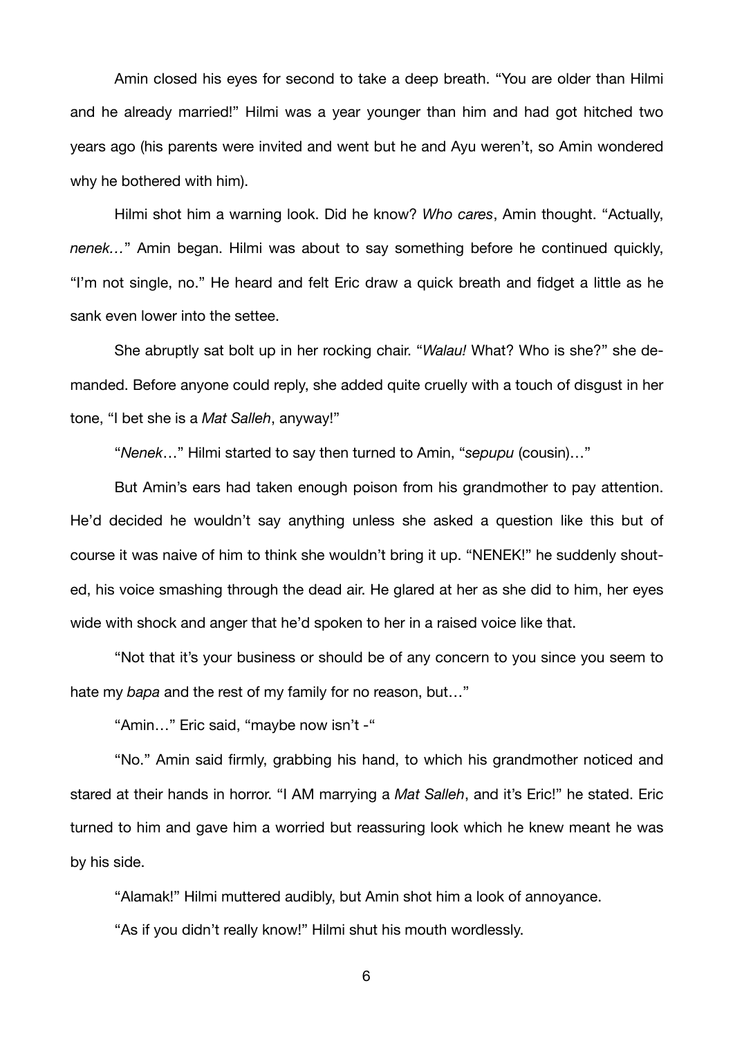Amin closed his eyes for second to take a deep breath. "You are older than Hilmi and he already married!" Hilmi was a year younger than him and had got hitched two years ago (his parents were invited and went but he and Ayu weren't, so Amin wondered why he bothered with him).

Hilmi shot him a warning look. Did he know? *Who cares*, Amin thought. "Actually, *nenek…*" Amin began. Hilmi was about to say something before he continued quickly, "I'm not single, no." He heard and felt Eric draw a quick breath and fidget a little as he sank even lower into the settee.

She abruptly sat bolt up in her rocking chair. "*Walau!* What? Who is she?" she demanded. Before anyone could reply, she added quite cruelly with a touch of disgust in her tone, "I bet she is a *Mat Salleh*, anyway!"

"*Nenek*…" Hilmi started to say then turned to Amin, "*sepupu* (cousin)…"

But Amin's ears had taken enough poison from his grandmother to pay attention. He'd decided he wouldn't say anything unless she asked a question like this but of course it was naive of him to think she wouldn't bring it up. "NENEK!" he suddenly shouted, his voice smashing through the dead air. He glared at her as she did to him, her eyes wide with shock and anger that he'd spoken to her in a raised voice like that.

"Not that it's your business or should be of any concern to you since you seem to hate my *bapa* and the rest of my family for no reason, but…"

"Amin…" Eric said, "maybe now isn't -"

"No." Amin said firmly, grabbing his hand, to which his grandmother noticed and stared at their hands in horror. "I AM marrying a *Mat Salleh*, and it's Eric!" he stated. Eric turned to him and gave him a worried but reassuring look which he knew meant he was by his side.

"Alamak!" Hilmi muttered audibly, but Amin shot him a look of annoyance.

"As if you didn't really know!" Hilmi shut his mouth wordlessly.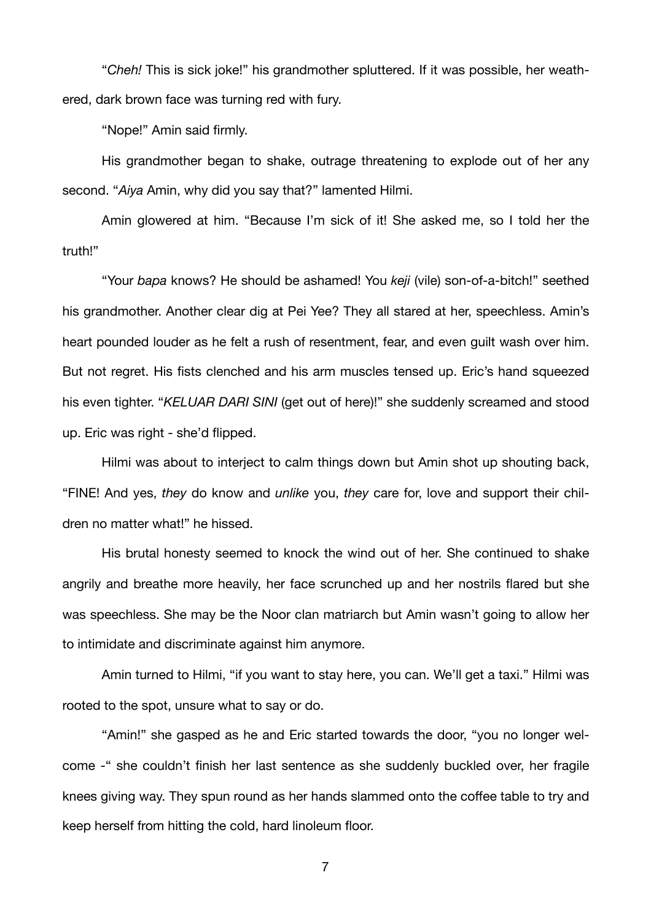"*Cheh!* This is sick joke!" his grandmother spluttered. If it was possible, her weathered, dark brown face was turning red with fury.

"Nope!" Amin said firmly.

His grandmother began to shake, outrage threatening to explode out of her any second. "*Aiya* Amin, why did you say that?" lamented Hilmi.

Amin glowered at him. "Because I'm sick of it! She asked me, so I told her the truth!"

"Your *bapa* knows? He should be ashamed! You *keji* (vile) son-of-a-bitch!" seethed his grandmother. Another clear dig at Pei Yee? They all stared at her, speechless. Amin's heart pounded louder as he felt a rush of resentment, fear, and even guilt wash over him. But not regret. His fists clenched and his arm muscles tensed up. Eric's hand squeezed his even tighter. "*KELUAR DARI SINI* (get out of here)!" she suddenly screamed and stood up. Eric was right - she'd flipped.

Hilmi was about to interject to calm things down but Amin shot up shouting back, "FINE! And yes, *they* do know and *unlike* you, *they* care for, love and support their children no matter what!" he hissed.

His brutal honesty seemed to knock the wind out of her. She continued to shake angrily and breathe more heavily, her face scrunched up and her nostrils flared but she was speechless. She may be the Noor clan matriarch but Amin wasn't going to allow her to intimidate and discriminate against him anymore.

Amin turned to Hilmi, "if you want to stay here, you can. We'll get a taxi." Hilmi was rooted to the spot, unsure what to say or do.

"Amin!" she gasped as he and Eric started towards the door, "you no longer welcome -" she couldn't finish her last sentence as she suddenly buckled over, her fragile knees giving way. They spun round as her hands slammed onto the coffee table to try and keep herself from hitting the cold, hard linoleum floor.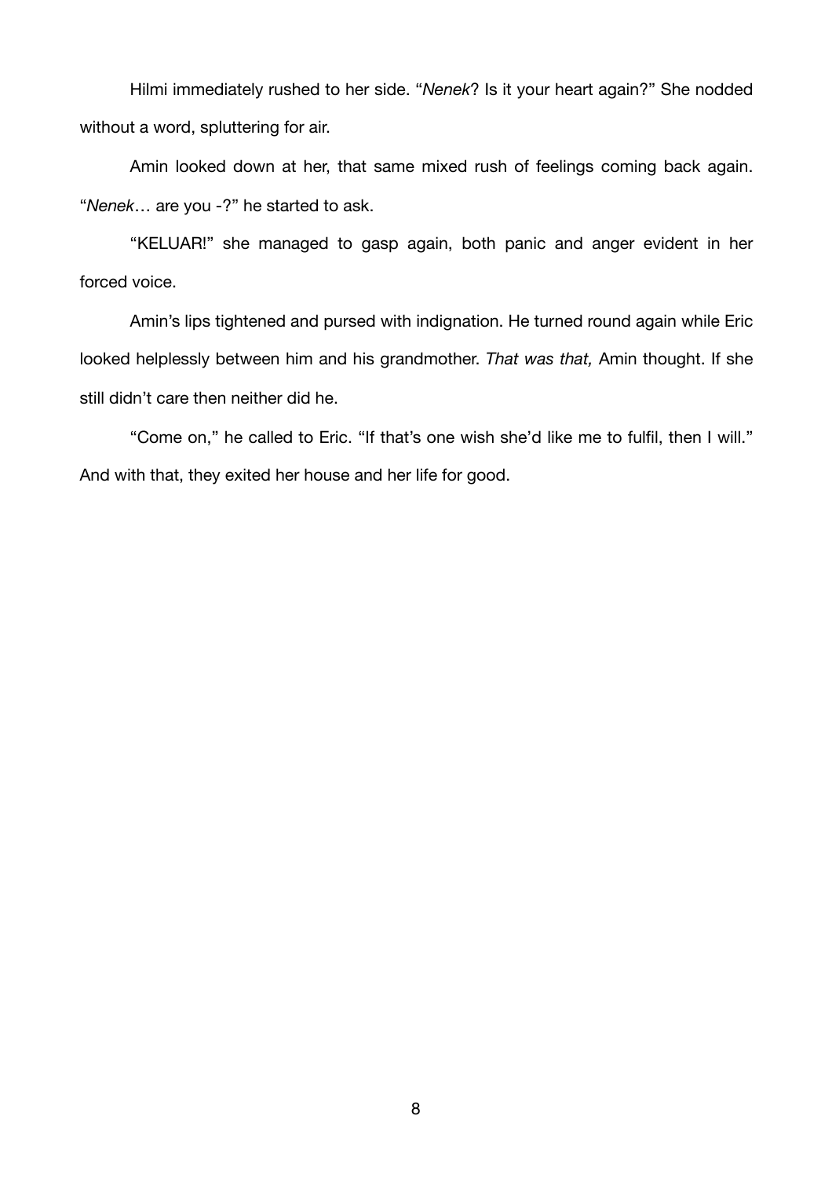Hilmi immediately rushed to her side. "*Nenek*? Is it your heart again?" She nodded without a word, spluttering for air.

Amin looked down at her, that same mixed rush of feelings coming back again. "*Nenek*… are you -?" he started to ask.

"KELUAR!" she managed to gasp again, both panic and anger evident in her forced voice.

Amin's lips tightened and pursed with indignation. He turned round again while Eric looked helplessly between him and his grandmother. *That was that,* Amin thought. If she still didn't care then neither did he.

"Come on," he called to Eric. "If that's one wish she'd like me to fulfil, then I will." And with that, they exited her house and her life for good.